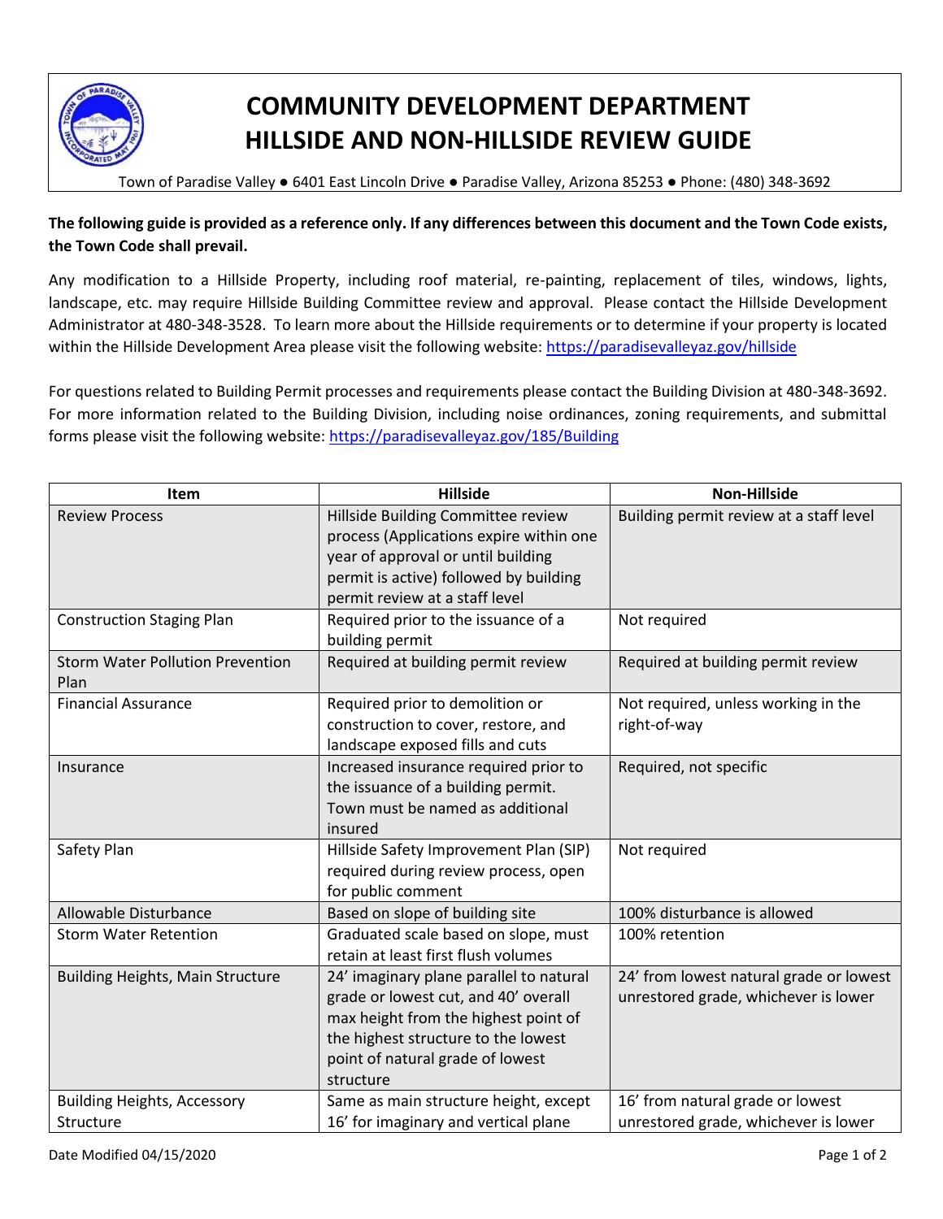# COMMUNITY DEVELOPMENT DEPARTMENT
# HILLSIDE AND NON-HILLSIDE REVIEW GUIDE

Town of Paradise Valley ● 6401 East Lincoln Drive ● Paradise Valley, Arizona 85253 ● Phone: (480) 348-3692

**The following guide is provided as a reference only. If any differences between this document and the Town Code exists, the Town Code shall prevail.**

Any modification to a Hillside Property, including roof material, re-painting, replacement of tiles, windows, lights, landscape, etc. may require Hillside Building Committee review and approval. Please contact the Hillside Development Administrator at 480-348-3528. To learn more about the Hillside requirements or to determine if your property is located within the Hillside Development Area please visit the following website: https://paradisevalleyaz.gov/hillside

For questions related to Building Permit processes and requirements please contact the Building Division at 480-348-3692. For more information related to the Building Division, including noise ordinances, zoning requirements, and submittal forms please visit the following website: https://paradisevalleyaz.gov/185/Building

| Item | Hillside | Non-Hillside |
|---|---|---|
| Review Process | Hillside Building Committee review process (Applications expire within one year of approval or until building permit is active) followed by building permit review at a staff level | Building permit review at a staff level |
| Construction Staging Plan | Required prior to the issuance of a building permit | Not required |
| Storm Water Pollution Prevention Plan | Required at building permit review | Required at building permit review |
| Financial Assurance | Required prior to demolition or construction to cover, restore, and landscape exposed fills and cuts | Not required, unless working in the right-of-way |
| Insurance | Increased insurance required prior to the issuance of a building permit. Town must be named as additional insured | Required, not specific |
| Safety Plan | Hillside Safety Improvement Plan (SIP) required during review process, open for public comment | Not required |
| Allowable Disturbance | Based on slope of building site | 100% disturbance is allowed |
| Storm Water Retention | Graduated scale based on slope, must retain at least first flush volumes | 100% retention |
| Building Heights, Main Structure | 24' imaginary plane parallel to natural grade or lowest cut, and 40' overall max height from the highest point of the highest structure to the lowest point of natural grade of lowest structure | 24' from lowest natural grade or lowest unrestored grade, whichever is lower |
| Building Heights, Accessory Structure | Same as main structure height, except 16' for imaginary and vertical plane | 16' from natural grade or lowest unrestored grade, whichever is lower |

Date Modified 04/15/2020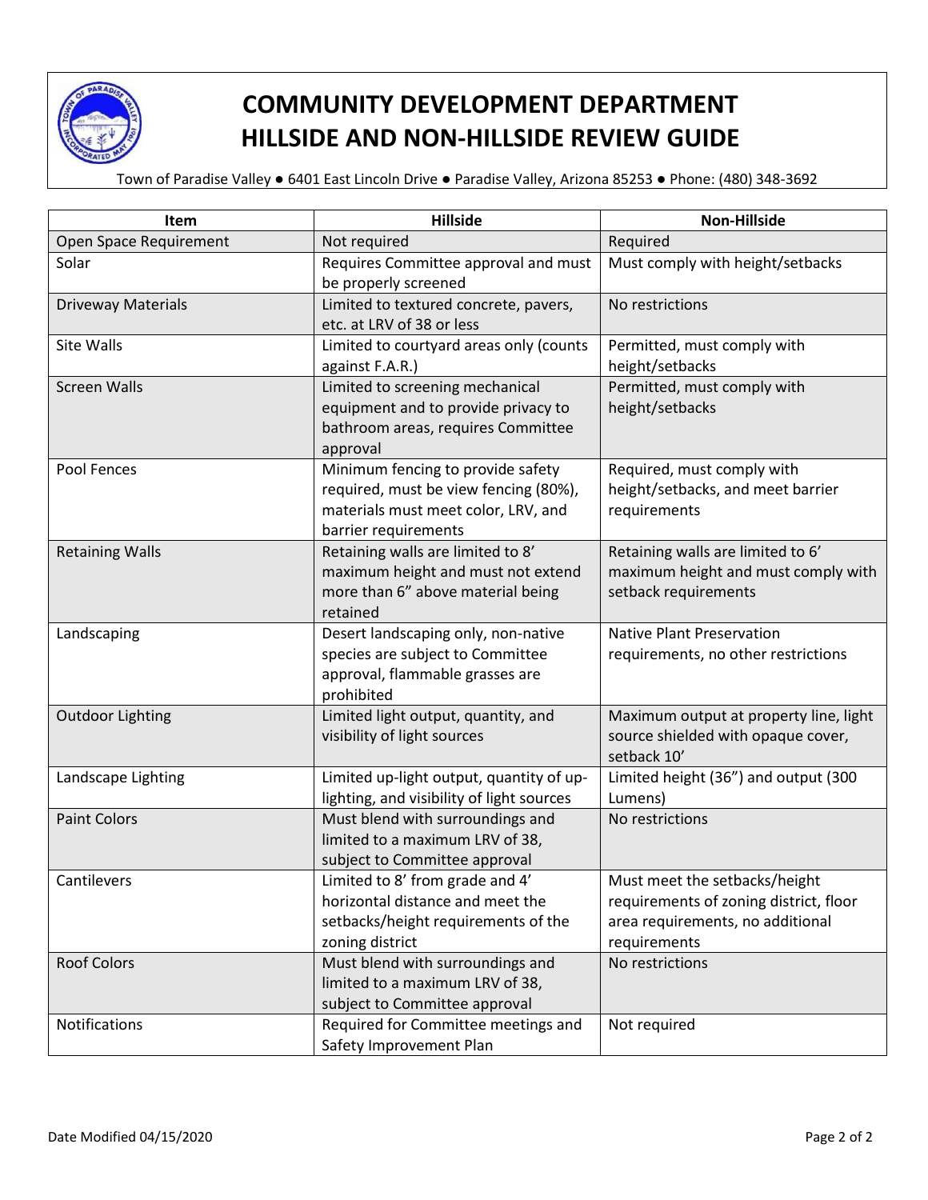# COMMUNITY DEVELOPMENT DEPARTMENT
# HILLSIDE AND NON-HILLSIDE REVIEW GUIDE

Town of Paradise Valley ● 6401 East Lincoln Drive ● Paradise Valley, Arizona 85253 ● Phone: (480) 348-3692

| Item | Hillside | Non-Hillside |
|---|---|---|
| Open Space Requirement | Not required | Required |
| Solar | Requires Committee approval and must be properly screened | Must comply with height/setbacks |
| Driveway Materials | Limited to textured concrete, pavers, etc. at LRV of 38 or less | No restrictions |
| Site Walls | Limited to courtyard areas only (counts against F.A.R.) | Permitted, must comply with height/setbacks |
| Screen Walls | Limited to screening mechanical equipment and to provide privacy to bathroom areas, requires Committee approval | Permitted, must comply with height/setbacks |
| Pool Fences | Minimum fencing to provide safety required, must be view fencing (80%), materials must meet color, LRV, and barrier requirements | Required, must comply with height/setbacks, and meet barrier requirements |
| Retaining Walls | Retaining walls are limited to 8' maximum height and must not extend more than 6" above material being retained | Retaining walls are limited to 6' maximum height and must comply with setback requirements |
| Landscaping | Desert landscaping only, non-native species are subject to Committee approval, flammable grasses are prohibited | Native Plant Preservation requirements, no other restrictions |
| Outdoor Lighting | Limited light output, quantity, and visibility of light sources | Maximum output at property line, light source shielded with opaque cover, setback 10' |
| Landscape Lighting | Limited up-light output, quantity of up-lighting, and visibility of light sources | Limited height (36") and output (300 Lumens) |
| Paint Colors | Must blend with surroundings and limited to a maximum LRV of 38, subject to Committee approval | No restrictions |
| Cantilevers | Limited to 8' from grade and 4' horizontal distance and meet the setbacks/height requirements of the zoning district | Must meet the setbacks/height requirements of zoning district, floor area requirements, no additional requirements |
| Roof Colors | Must blend with surroundings and limited to a maximum LRV of 38, subject to Committee approval | No restrictions |
| Notifications | Required for Committee meetings and Safety Improvement Plan | Not required |

Date Modified 04/15/2020